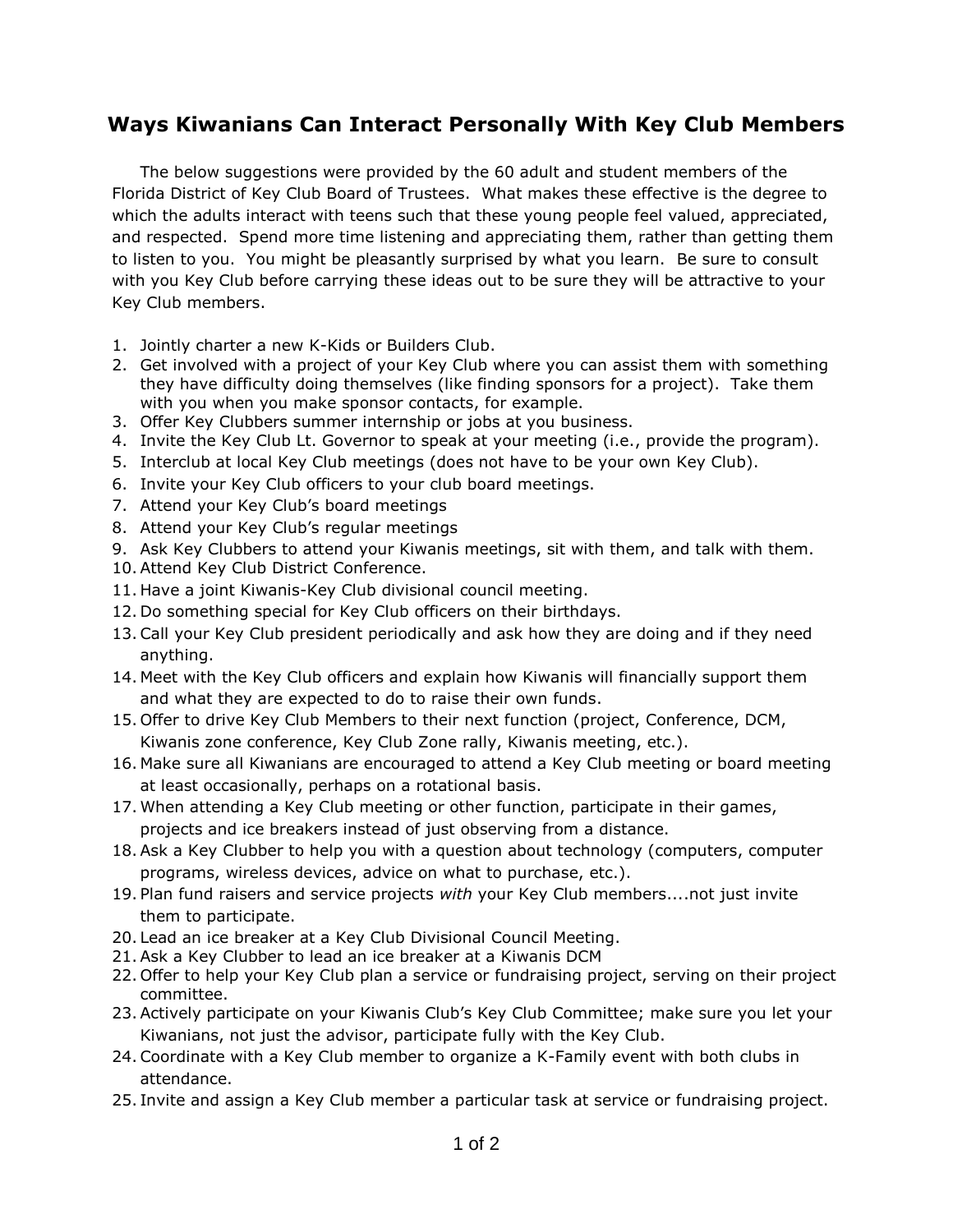# Ways Kiwanians Can Interact Personally With Key Club Members

The below suggestions were provided by the 60 adult and student members of the Florida District of Key Club Board of Trustees. What makes these effective is the degree to which the adults interact with teens such that these young people feel valued, appreciated, and respected. Spend more time listening and appreciating them, rather than getting them to listen to you. You might be pleasantly surprised by what you learn. Be sure to consult with you Key Club before carrying these ideas out to be sure they will be attractive to your Key Club members.

1. Jointly charter a new K-Kids or Builders Club.
2. Get involved with a project of your Key Club where you can assist them with something they have difficulty doing themselves (like finding sponsors for a project). Take them with you when you make sponsor contacts, for example.
3. Offer Key Clubbers summer internship or jobs at you business.
4. Invite the Key Club Lt. Governor to speak at your meeting (i.e., provide the program).
5. Interclub at local Key Club meetings (does not have to be your own Key Club).
6. Invite your Key Club officers to your club board meetings.
7. Attend your Key Club's board meetings
8. Attend your Key Club's regular meetings
9. Ask Key Clubbers to attend your Kiwanis meetings, sit with them, and talk with them.
10. Attend Key Club District Conference.
11. Have a joint Kiwanis-Key Club divisional council meeting.
12. Do something special for Key Club officers on their birthdays.
13. Call your Key Club president periodically and ask how they are doing and if they need anything.
14. Meet with the Key Club officers and explain how Kiwanis will financially support them and what they are expected to do to raise their own funds.
15. Offer to drive Key Club Members to their next function (project, Conference, DCM, Kiwanis zone conference, Key Club Zone rally, Kiwanis meeting, etc.).
16. Make sure all Kiwanians are encouraged to attend a Key Club meeting or board meeting at least occasionally, perhaps on a rotational basis.
17. When attending a Key Club meeting or other function, participate in their games, projects and ice breakers instead of just observing from a distance.
18. Ask a Key Clubber to help you with a question about technology (computers, computer programs, wireless devices, advice on what to purchase, etc.).
19. Plan fund raisers and service projects *with* your Key Club members....not just invite them to participate.
20. Lead an ice breaker at a Key Club Divisional Council Meeting.
21. Ask a Key Clubber to lead an ice breaker at a Kiwanis DCM
22. Offer to help your Key Club plan a service or fundraising project, serving on their project committee.
23. Actively participate on your Kiwanis Club's Key Club Committee; make sure you let your Kiwanians, not just the advisor, participate fully with the Key Club.
24. Coordinate with a Key Club member to organize a K-Family event with both clubs in attendance.
25. Invite and assign a Key Club member a particular task at service or fundraising project.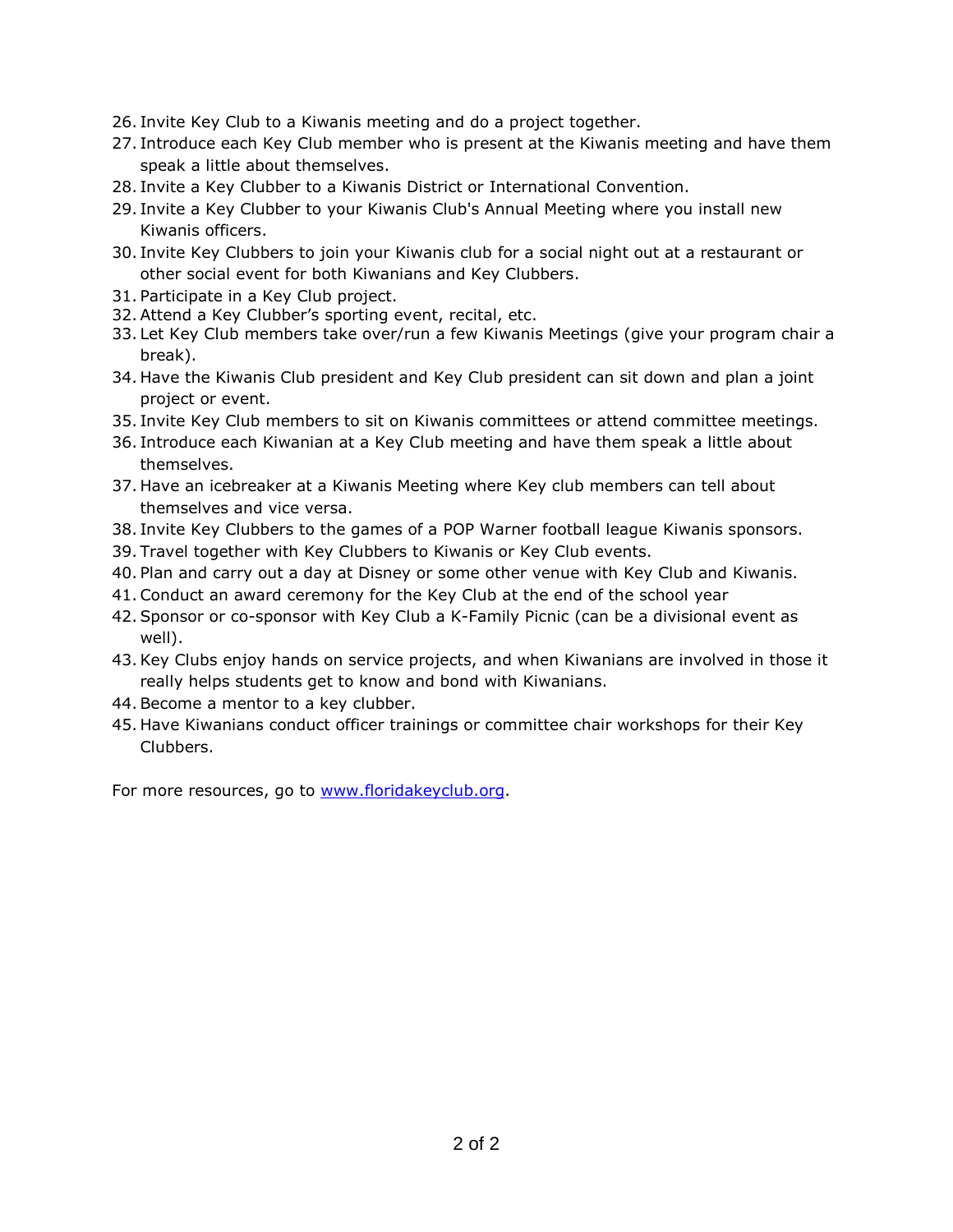26. Invite Key Club to a Kiwanis meeting and do a project together.
27. Introduce each Key Club member who is present at the Kiwanis meeting and have them speak a little about themselves.
28. Invite a Key Clubber to a Kiwanis District or International Convention.
29. Invite a Key Clubber to your Kiwanis Club's Annual Meeting where you install new Kiwanis officers.
30. Invite Key Clubbers to join your Kiwanis club for a social night out at a restaurant or other social event for both Kiwanians and Key Clubbers.
31. Participate in a Key Club project.
32. Attend a Key Clubber's sporting event, recital, etc.
33. Let Key Club members take over/run a few Kiwanis Meetings (give your program chair a break).
34. Have the Kiwanis Club president and Key Club president can sit down and plan a joint project or event.
35. Invite Key Club members to sit on Kiwanis committees or attend committee meetings.
36. Introduce each Kiwanian at a Key Club meeting and have them speak a little about themselves.
37. Have an icebreaker at a Kiwanis Meeting where Key club members can tell about themselves and vice versa.
38. Invite Key Clubbers to the games of a POP Warner football league Kiwanis sponsors.
39. Travel together with Key Clubbers to Kiwanis or Key Club events.
40. Plan and carry out a day at Disney or some other venue with Key Club and Kiwanis.
41. Conduct an award ceremony for the Key Club at the end of the school year
42. Sponsor or co-sponsor with Key Club a K-Family Picnic (can be a divisional event as well).
43. Key Clubs enjoy hands on service projects, and when Kiwanians are involved in those it really helps students get to know and bond with Kiwanians.
44. Become a mentor to a key clubber.
45. Have Kiwanians conduct officer trainings or committee chair workshops for their Key Clubbers.

For more resources, go to [www.floridakeyclub.org](http://www.floridakeyclub.org).